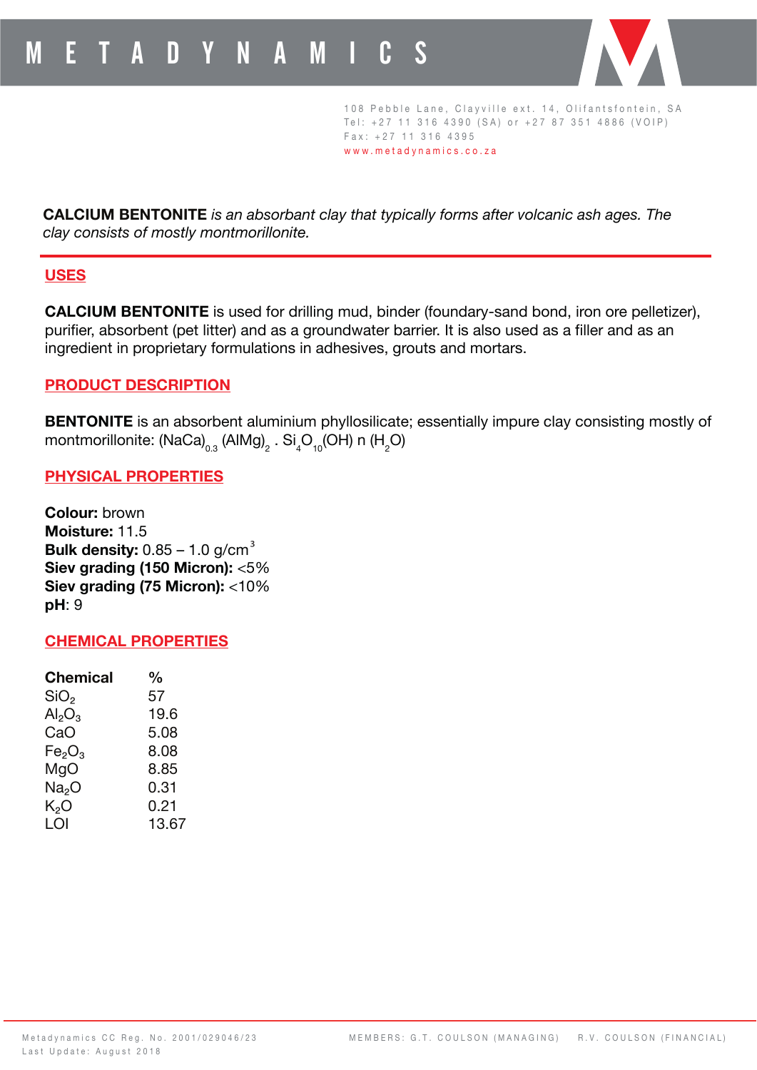# METADYNAMICS

108 Pebble Lane, Clayville ext. 14, Olifantsfontein, SA
Tel: +27 11 316 4390 (SA) or +27 87 351 4886 (VOIP)
Fax: +27 11 316 4395
www.metadynamics.co.za

**CALCIUM BENTONITE** *is an absorbant clay that typically forms after volcanic ash ages. The clay consists of mostly montmorillonite.*

## USES

**CALCIUM BENTONITE** is used for drilling mud, binder (foundary-sand bond, iron ore pelletizer), purifier, absorbent (pet litter) and as a groundwater barrier. It is also used as a filler and as an ingredient in proprietary formulations in adhesives, grouts and mortars.

## PRODUCT DESCRIPTION

**BENTONITE** is an absorbent aluminium phyllosilicate; essentially impure clay consisting mostly of montmorillonite: $(NaCa)_{0.3}$ $(AlMg)_2$ . $Si_4O_{10}(OH)$ n $(H_2O)$

## PHYSICAL PROPERTIES

**Colour:** brown
**Moisture:** 11.5
**Bulk density:** 0.85 – 1.0 g/cm$^3$
**Siev grading (150 Micron):** <5%
**Siev grading (75 Micron):** <10%
**pH**: 9

## CHEMICAL PROPERTIES

| Chemical | % |
|---|---|
| $SiO_2$ | 57 |
| $Al_2O_3$ | 19.6 |
| CaO | 5.08 |
| $Fe_2O_3$ | 8.08 |
| MgO | 8.85 |
| $Na_2O$ | 0.31 |
| $K_2O$ | 0.21 |
| LOI | 13.67 |

Metadynamics CC Reg. No. 2001/029046/23
Last Update: August 2018

MEMBERS: G.T. COULSON (MANAGING) R.V. COULSON (FINANCIAL)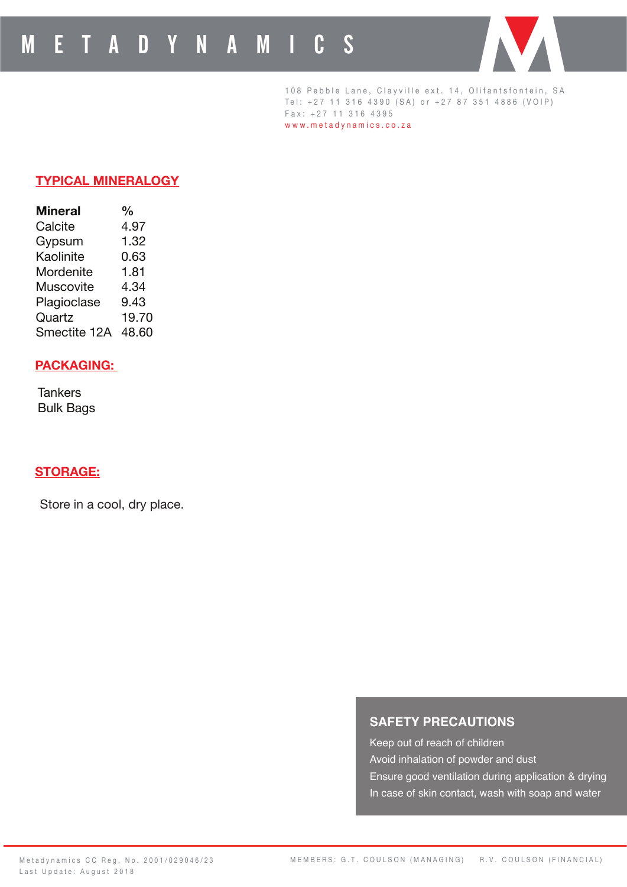## TYPICAL MINERALOGY

| Mineral | % |
|---|---|
| Calcite | 4.97 |
| Gypsum | 1.32 |
| Kaolinite | 0.63 |
| Mordenite | 1.81 |
| Muscovite | 4.34 |
| Plagioclase | 9.43 |
| Quartz | 19.70 |
| Smectite 12A | 48.60 |

## PACKAGING:

Tankers
Bulk Bags

## STORAGE:

Store in a cool, dry place.

### SAFETY PRECAUTIONS

Keep out of reach of children
Avoid inhalation of powder and dust
Ensure good ventilation during application & drying
In case of skin contact, wash with soap and water